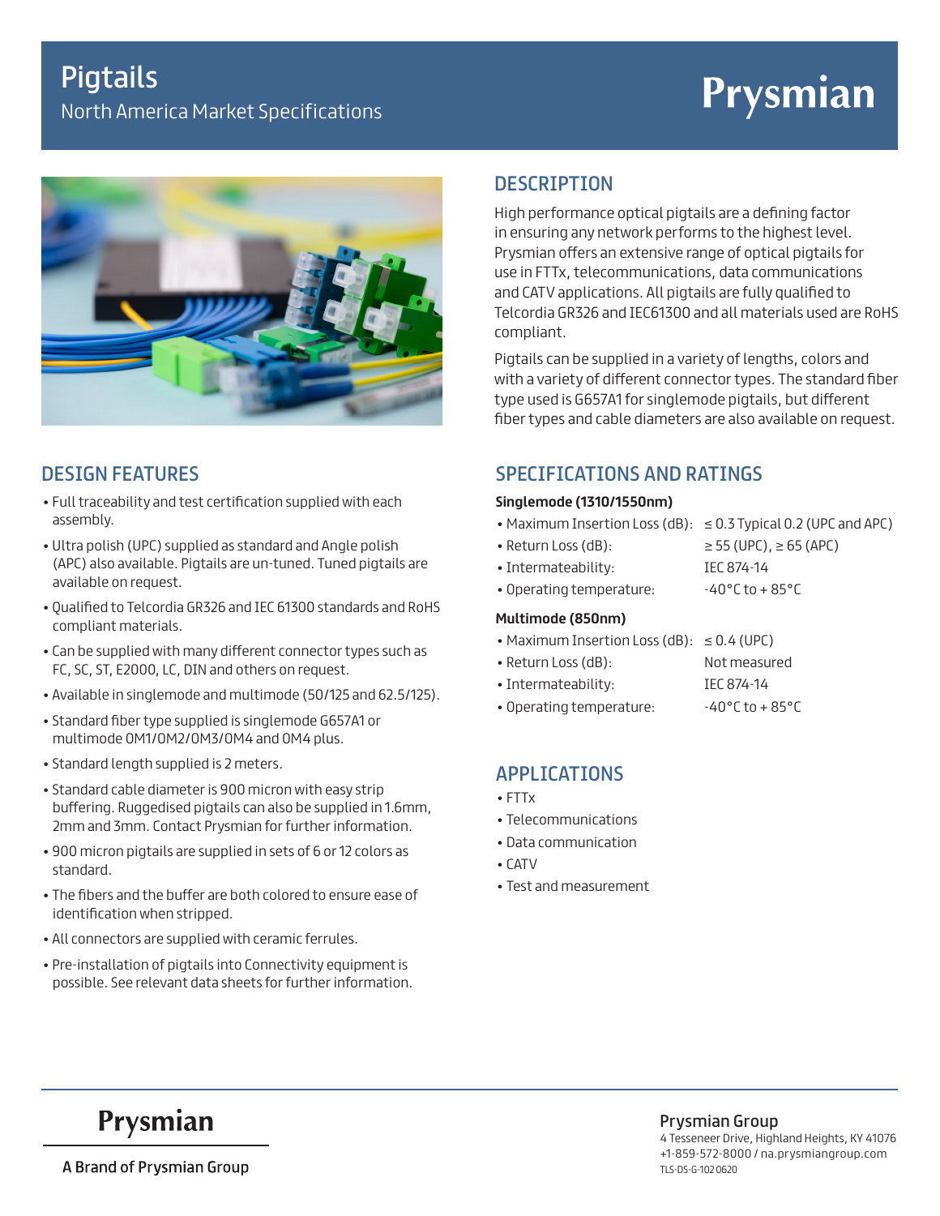# Pigtails

North America Market Specifications

Prysmian

## DESIGN FEATURES

- Full traceability and test certification supplied with each assembly.
- Ultra polish (UPC) supplied as standard and Angle polish (APC) also available. Pigtails are un-tuned. Tuned pigtails are available on request.
- Qualified to Telcordia GR326 and IEC 61300 standards and RoHS compliant materials.
- Can be supplied with many different connector types such as FC, SC, ST, E2000, LC, DIN and others on request.
- Available in singlemode and multimode (50/125 and 62.5/125).
- Standard fiber type supplied is singlemode G657A1 or multimode OM1/OM2/OM3/OM4 and OM4 plus.
- Standard length supplied is 2 meters.
- Standard cable diameter is 900 micron with easy strip buffering. Ruggedised pigtails can also be supplied in 1.6mm, 2mm and 3mm. Contact Prysmian for further information.
- 900 micron pigtails are supplied in sets of 6 or 12 colors as standard.
- The fibers and the buffer are both colored to ensure ease of identification when stripped.
- All connectors are supplied with ceramic ferrules.
- Pre-installation of pigtails into Connectivity equipment is possible. See relevant data sheets for further information.

## DESCRIPTION

High performance optical pigtails are a defining factor in ensuring any network performs to the highest level. Prysmian offers an extensive range of optical pigtails for use in FTTx, telecommunications, data communications and CATV applications. All pigtails are fully qualified to Telcordia GR326 and IEC61300 and all materials used are RoHS compliant.

Pigtails can be supplied in a variety of lengths, colors and with a variety of different connector types. The standard fiber type used is G657A1 for singlemode pigtails, but different fiber types and cable diameters are also available on request.

## SPECIFICATIONS AND RATINGS

**Singlemode (1310/1550nm)**

- Maximum Insertion Loss (dB): ≤ 0.3 Typical 0.2 (UPC and APC)
- Return Loss (dB): ≥ 55 (UPC), ≥ 65 (APC)
- Intermateability: IEC 874-14
- Operating temperature: -40°C to + 85°C

**Multimode (850nm)**

- Maximum Insertion Loss (dB): ≤ 0.4 (UPC)
- Return Loss (dB): Not measured
- Intermateability: IEC 874-14
- Operating temperature: -40°C to + 85°C

## APPLICATIONS

- FTTx
- Telecommunications
- Data communication
- CATV
- Test and measurement

Prysmian

A Brand of Prysmian Group

Prysmian Group

4 Tesseneer Drive, Highland Heights, KY 41076

+1-859-572-8000 / na.prysmiangroup.com

TLS-DS-G-102 0620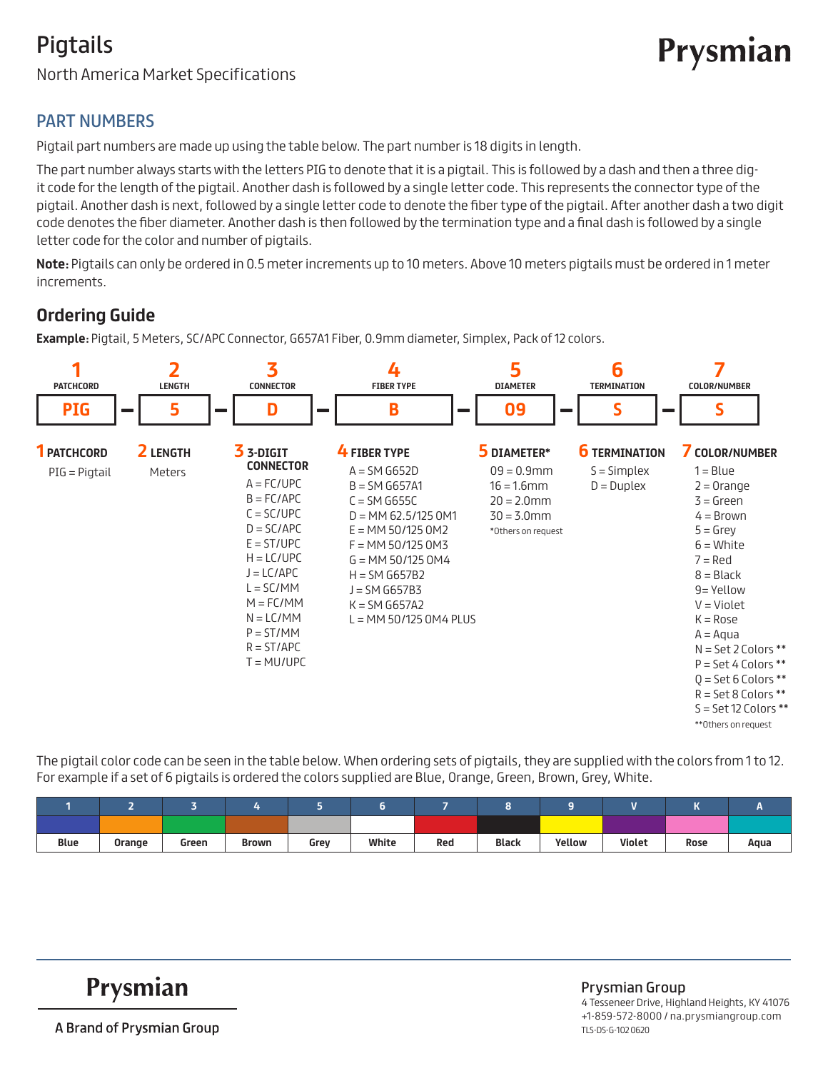# Pigtails

North America Market Specifications

## PART NUMBERS

Pigtail part numbers are made up using the table below. The part number is 18 digits in length.

The part number always starts with the letters PIG to denote that it is a pigtail. This is followed by a dash and then a three digit code for the length of the pigtail. Another dash is followed by a single letter code. This represents the connector type of the pigtail. Another dash is next, followed by a single letter code to denote the fiber type of the pigtail. After another dash a two digit code denotes the fiber diameter. Another dash is then followed by the termination type and a final dash is followed by a single letter code for the color and number of pigtails.

**Note:** Pigtails can only be ordered in 0.5 meter increments up to 10 meters. Above 10 meters pigtails must be ordered in 1 meter increments.

## Ordering Guide

**Example:** Pigtail, 5 Meters, SC/APC Connector, G657A1 Fiber, 0.9mm diameter, Simplex, Pack of 12 colors.

| 1 PATCHCORD | | 2 LENGTH | | 3 CONNECTOR | | 4 FIBER TYPE | | 5 DIAMETER | | 6 TERMINATION | | 7 COLOR/NUMBER |
|---|---|---|---|---|---|---|---|---|---|---|---|---|
| PIG | – | 5 | – | D | – | B | – | 09 | – | S | – | S |

**1 PATCHCORD**
- PIG = Pigtail

**2 LENGTH**
- Meters

**3 3-DIGIT CONNECTOR**
- A = FC/UPC
- B = FC/APC
- C = SC/UPC
- D = SC/APC
- E = ST/UPC
- H = LC/UPC
- J = LC/APC
- L = SC/MM
- M = FC/MM
- N = LC/MM
- P = ST/MM
- R = ST/APC
- T = MU/UPC

**4 FIBER TYPE**
- A = SM G652D
- B = SM G657A1
- C = SM G655C
- D = MM 62.5/125 OM1
- E = MM 50/125 OM2
- F = MM 50/125 OM3
- G = MM 50/125 OM4
- H = SM G657B2
- J = SM G657B3
- K = SM G657A2
- L = MM 50/125 OM4 PLUS

**5 DIAMETER***
- 09 = 0.9mm
- 16 = 1.6mm
- 20 = 2.0mm
- 30 = 3.0mm

*Others on request

**6 TERMINATION**
- S = Simplex
- D = Duplex

**7 COLOR/NUMBER**
- 1 = Blue
- 2 = Orange
- 3 = Green
- 4 = Brown
- 5 = Grey
- 6 = White
- 7 = Red
- 8 = Black
- 9= Yellow
- V = Violet
- K = Rose
- A = Aqua
- N = Set 2 Colors **
- P = Set 4 Colors **
- Q = Set 6 Colors **
- R = Set 8 Colors **
- S = Set 12 Colors **

**Others on request

The pigtail color code can be seen in the table below. When ordering sets of pigtails, they are supplied with the colors from 1 to 12. For example if a set of 6 pigtails is ordered the colors supplied are Blue, Orange, Green, Brown, Grey, White.

| 1 | 2 | 3 | 4 | 5 | 6 | 7 | 8 | 9 | V | K | A |
|---|---|---|---|---|---|---|---|---|---|---|---|
| Blue | Orange | Green | Brown | Grey | White | Red | Black | Yellow | Violet | Rose | Aqua |

Prysmian

A Brand of Prysmian Group

Prysmian Group
4 Tesseneer Drive, Highland Heights, KY 41076
+1-859-572-8000 / na.prysmiangroup.com
TLS-DS-G-102 0620